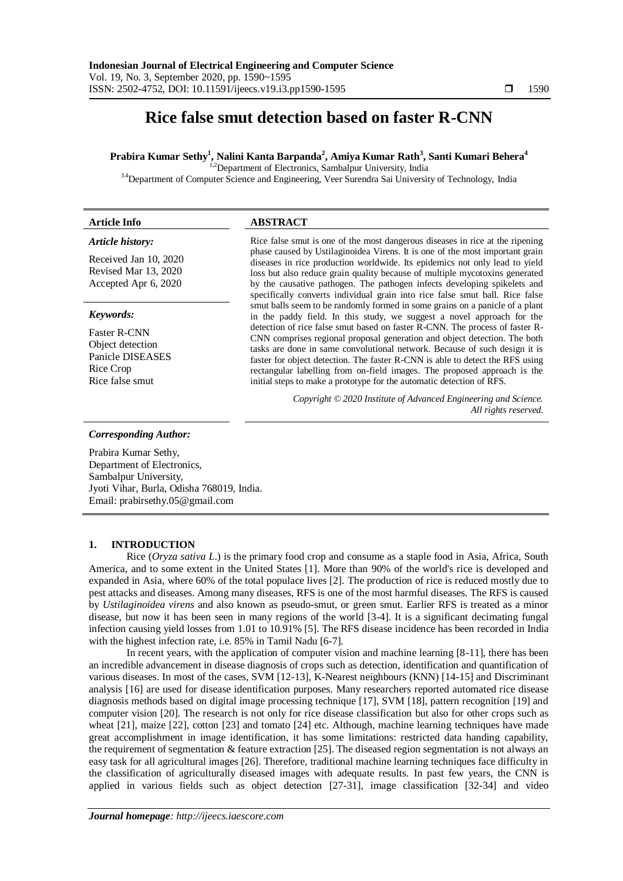# Rice false smut detection based on faster R-CNN

**Prabira Kumar Sethy[1], Nalini Kanta Barpanda[2], Amiya Kumar Rath[3], Santi Kumari Behera[4]**

[1,2]Department of Electronics, Sambalpur University, India
[3,4]Department of Computer Science and Engineering, Veer Surendra Sai University of Technology, India

---

**Article Info**

*Article history:*

Received Jan 10, 2020
Revised Mar 13, 2020
Accepted Apr 6, 2020

*Keywords:*

Faster R-CNN
Object detection
Panicle DISEASES
Rice Crop
Rice false smut

**ABSTRACT**

Rice false smut is one of the most dangerous diseases in rice at the ripening phase caused by Ustilaginoidea Virens. It is one of the most important grain diseases in rice production worldwide. Its epidemics not only lead to yield loss but also reduce grain quality because of multiple mycotoxins generated by the causative pathogen. The pathogen infects developing spikelets and specifically converts individual grain into rice false smut ball. Rice false smut balls seem to be randomly formed in some grains on a panicle of a plant in the paddy field. In this study, we suggest a novel approach for the detection of rice false smut based on faster R-CNN. The process of faster R-CNN comprises regional proposal generation and object detection. The both tasks are done in same convolutional network. Because of such design it is faster for object detection. The faster R-CNN is able to detect the RFS using rectangular labelling from on-field images. The proposed approach is the initial steps to make a prototype for the automatic detection of RFS.

*Copyright © 2020 Institute of Advanced Engineering and Science. All rights reserved.*

---

*Corresponding Author:*

Prabira Kumar Sethy,
Department of Electronics,
Sambalpur University,
Jyoti Vihar, Burla, Odisha 768019, India.
Email: prabirsethy.05@gmail.com

## 1. INTRODUCTION

Rice (*Oryza sativa L.*) is the primary food crop and consume as a staple food in Asia, Africa, South America, and to some extent in the United States [1]. More than 90% of the world's rice is developed and expanded in Asia, where 60% of the total populace lives [2]. The production of rice is reduced mostly due to pest attacks and diseases. Among many diseases, RFS is one of the most harmful diseases. The RFS is caused by *Ustilaginoidea virens* and also known as pseudo-smut, or green smut. Earlier RFS is treated as a minor disease, but now it has been seen in many regions of the world [3-4]. It is a significant decimating fungal infection causing yield losses from 1.01 to 10.91% [5]. The RFS disease incidence has been recorded in India with the highest infection rate, i.e. 85% in Tamil Nadu [6-7].

In recent years, with the application of computer vision and machine learning [8-11], there has been an incredible advancement in disease diagnosis of crops such as detection, identification and quantification of various diseases. In most of the cases, SVM [12-13], K-Nearest neighbours (KNN) [14-15] and Discriminant analysis [16] are used for disease identification purposes. Many researchers reported automated rice disease diagnosis methods based on digital image processing technique [17], SVM [18], pattern recognition [19] and computer vision [20]. The research is not only for rice disease classification but also for other crops such as wheat [21], maize [22], cotton [23] and tomato [24] etc. Although, machine learning techniques have made great accomplishment in image identification, it has some limitations: restricted data handing capability, the requirement of segmentation & feature extraction [25]. The diseased region segmentation is not always an easy task for all agricultural images [26]. Therefore, traditional machine learning techniques face difficulty in the classification of agriculturally diseased images with adequate results. In past few years, the CNN is applied in various fields such as object detection [27-31], image classification [32-34] and video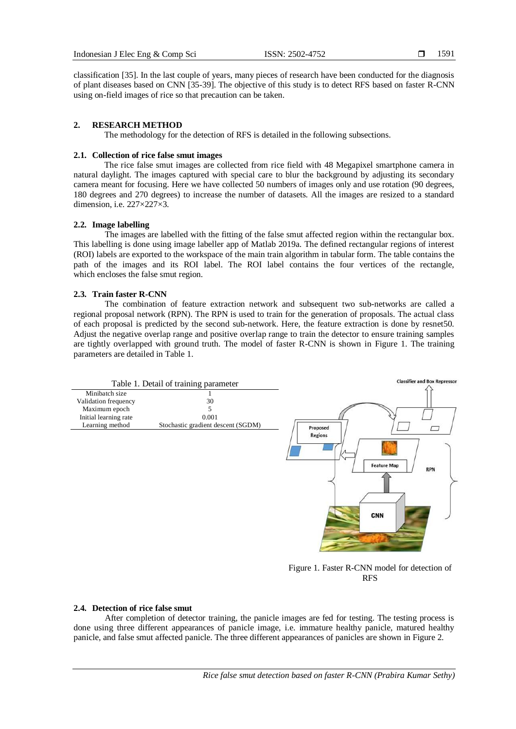classification [35]. In the last couple of years, many pieces of research have been conducted for the diagnosis of plant diseases based on CNN [35-39]. The objective of this study is to detect RFS based on faster R-CNN using on-field images of rice so that precaution can be taken.

## 2. RESEARCH METHOD

The methodology for the detection of RFS is detailed in the following subsections.

### 2.1. Collection of rice false smut images

The rice false smut images are collected from rice field with 48 Megapixel smartphone camera in natural daylight. The images captured with special care to blur the background by adjusting its secondary camera meant for focusing. Here we have collected 50 numbers of images only and use rotation (90 degrees, 180 degrees and 270 degrees) to increase the number of datasets. All the images are resized to a standard dimension, i.e. 227×227×3.

### 2.2. Image labelling

The images are labelled with the fitting of the false smut affected region within the rectangular box. This labelling is done using image labeller app of Matlab 2019a. The defined rectangular regions of interest (ROI) labels are exported to the workspace of the main train algorithm in tabular form. The table contains the path of the images and its ROI label. The ROI label contains the four vertices of the rectangle, which encloses the false smut region.

### 2.3. Train faster R-CNN

The combination of feature extraction network and subsequent two sub-networks are called a regional proposal network (RPN). The RPN is used to train for the generation of proposals. The actual class of each proposal is predicted by the second sub-network. Here, the feature extraction is done by resnet50. Adjust the negative overlap range and positive overlap range to train the detector to ensure training samples are tightly overlapped with ground truth. The model of faster R-CNN is shown in Figure 1. The training parameters are detailed in Table 1.

Table 1. Detail of training parameter

| | |
|---|---|
| Minibatch size | 1 |
| Validation frequency | 30 |
| Maximum epoch | 5 |
| Initial learning rate | 0.001 |
| Learning method | Stochastic gradient descent (SGDM) |

Figure 1. Faster R-CNN model for detection of RFS

### 2.4. Detection of rice false smut

After completion of detector training, the panicle images are fed for testing. The testing process is done using three different appearances of panicle image, i.e. immature healthy panicle, matured healthy panicle, and false smut affected panicle. The three different appearances of panicles are shown in Figure 2.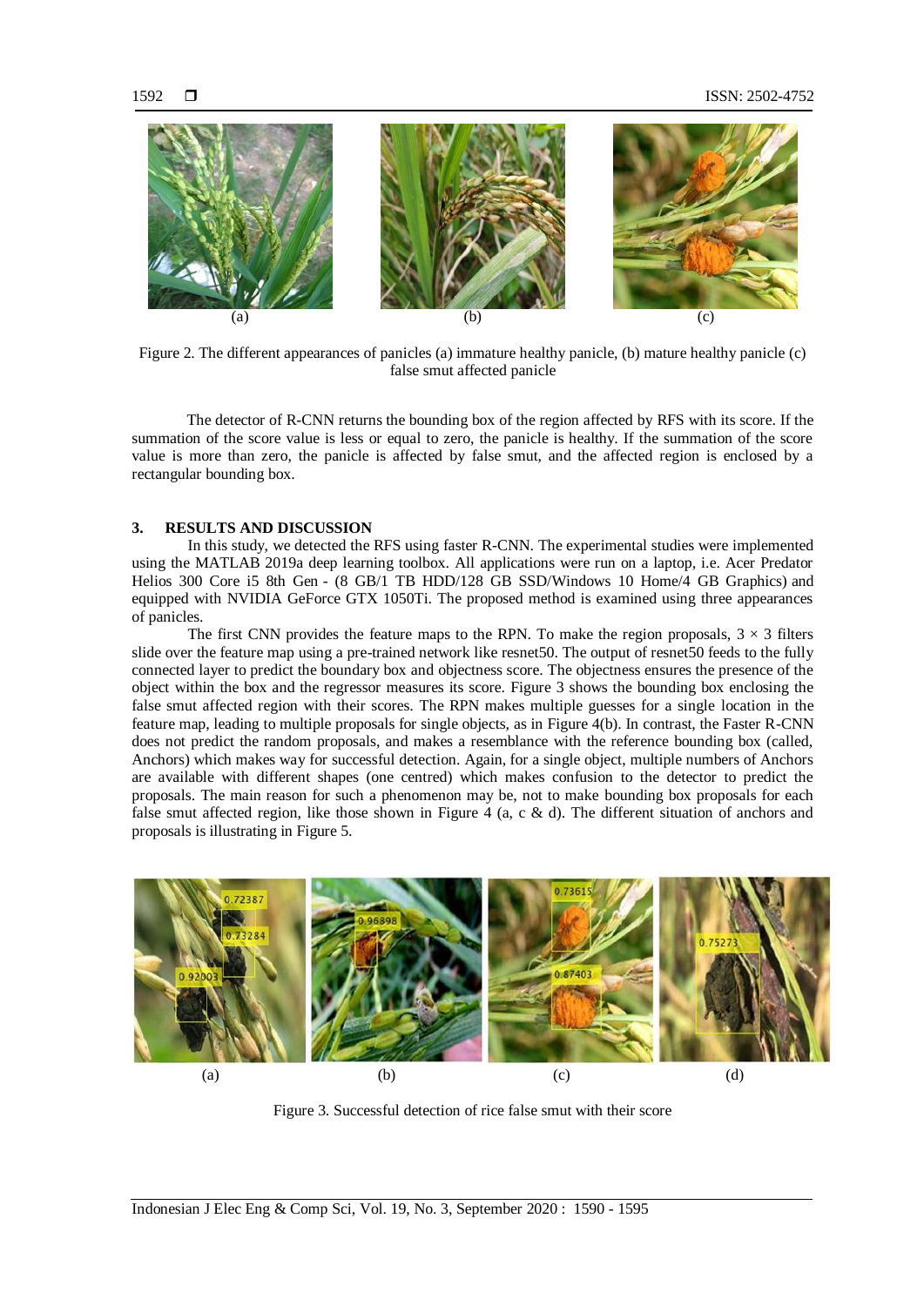(a) (b) (c)

Figure 2. The different appearances of panicles (a) immature healthy panicle, (b) mature healthy panicle (c) false smut affected panicle

The detector of R-CNN returns the bounding box of the region affected by RFS with its score. If the summation of the score value is less or equal to zero, the panicle is healthy. If the summation of the score value is more than zero, the panicle is affected by false smut, and the affected region is enclosed by a rectangular bounding box.

## 3. RESULTS AND DISCUSSION

In this study, we detected the RFS using faster R-CNN. The experimental studies were implemented using the MATLAB 2019a deep learning toolbox. All applications were run on a laptop, i.e. Acer Predator Helios 300 Core i5 8th Gen - (8 GB/1 TB HDD/128 GB SSD/Windows 10 Home/4 GB Graphics) and equipped with NVIDIA GeForce GTX 1050Ti. The proposed method is examined using three appearances of panicles.

The first CNN provides the feature maps to the RPN. To make the region proposals, $3 \times 3$ filters slide over the feature map using a pre-trained network like resnet50. The output of resnet50 feeds to the fully connected layer to predict the boundary box and objectness score. The objectness ensures the presence of the object within the box and the regressor measures its score. Figure 3 shows the bounding box enclosing the false smut affected region with their scores. The RPN makes multiple guesses for a single location in the feature map, leading to multiple proposals for single objects, as in Figure 4(b). In contrast, the Faster R-CNN does not predict the random proposals, and makes a resemblance with the reference bounding box (called, Anchors) which makes way for successful detection. Again, for a single object, multiple numbers of Anchors are available with different shapes (one centred) which makes confusion to the detector to predict the proposals. The main reason for such a phenomenon may be, not to make bounding box proposals for each false smut affected region, like those shown in Figure 4 (a, c & d). The different situation of anchors and proposals is illustrating in Figure 5.

(a) (b) (c) (d)

Figure 3. Successful detection of rice false smut with their score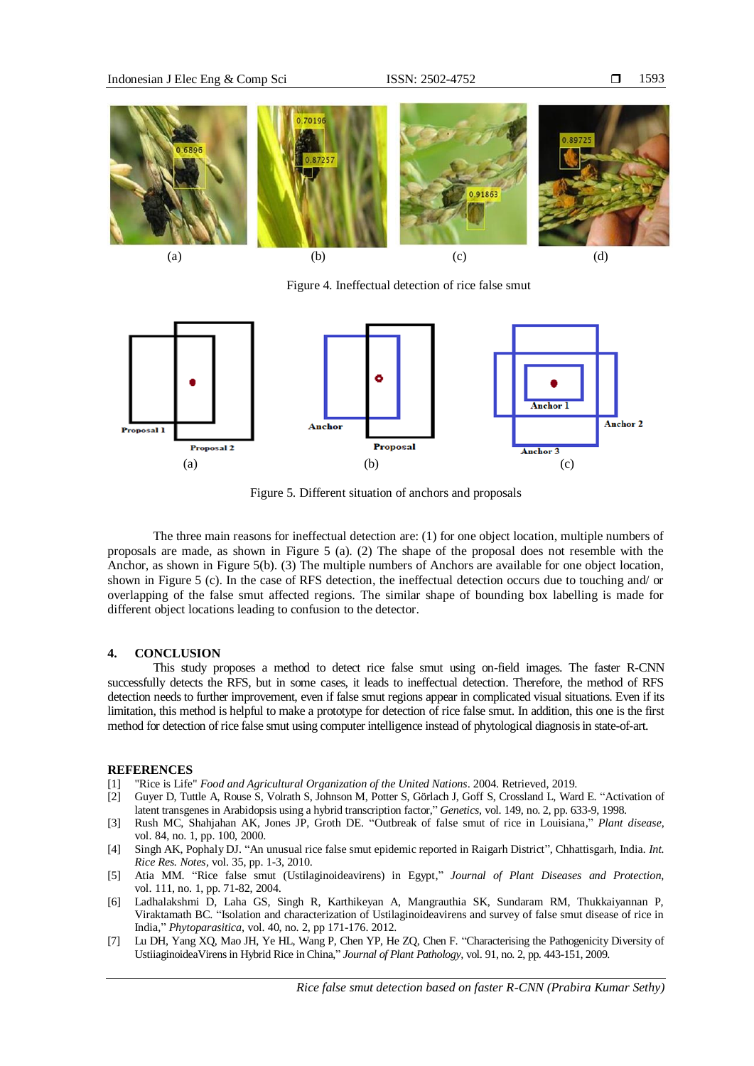(a) (b) (c) (d)

Figure 4. Ineffectual detection of rice false smut

(a) (b) (c)

Figure 5. Different situation of anchors and proposals

The three main reasons for ineffectual detection are: (1) for one object location, multiple numbers of proposals are made, as shown in Figure 5 (a). (2) The shape of the proposal does not resemble with the Anchor, as shown in Figure 5(b). (3) The multiple numbers of Anchors are available for one object location, shown in Figure 5 (c). In the case of RFS detection, the ineffectual detection occurs due to touching and/ or overlapping of the false smut affected regions. The similar shape of bounding box labelling is made for different object locations leading to confusion to the detector.

## 4. CONCLUSION

This study proposes a method to detect rice false smut using on-field images. The faster R-CNN successfully detects the RFS, but in some cases, it leads to ineffectual detection. Therefore, the method of RFS detection needs to further improvement, even if false smut regions appear in complicated visual situations. Even if its limitation, this method is helpful to make a prototype for detection of rice false smut. In addition, this one is the first method for detection of rice false smut using computer intelligence instead of phytological diagnosis in state-of-art.

## REFERENCES

[1] "Rice is Life" *Food and Agricultural Organization of the United Nations*. 2004. Retrieved, 2019.

[2] Guyer D, Tuttle A, Rouse S, Volrath S, Johnson M, Potter S, Görlach J, Goff S, Crossland L, Ward E. "Activation of latent transgenes in Arabidopsis using a hybrid transcription factor," *Genetics*, vol. 149, no. 2, pp. 633-9, 1998.

[3] Rush MC, Shahjahan AK, Jones JP, Groth DE. "Outbreak of false smut of rice in Louisiana," *Plant disease*, vol. 84, no. 1, pp. 100, 2000.

[4] Singh AK, Pophaly DJ. "An unusual rice false smut epidemic reported in Raigarh District", Chhattisgarh, India. *Int. Rice Res. Notes*, vol. 35, pp. 1-3, 2010.

[5] Atia MM. "Rice false smut (Ustilaginoideavirens) in Egypt," *Journal of Plant Diseases and Protection*, vol. 111, no. 1, pp. 71-82, 2004.

[6] Ladhalakshmi D, Laha GS, Singh R, Karthikeyan A, Mangrauthia SK, Sundaram RM, Thukkaiyannan P, Viraktamath BC. "Isolation and characterization of Ustilaginoideavirens and survey of false smut disease of rice in India," *Phytoparasitica*, vol. 40, no. 2, pp 171-176. 2012.

[7] Lu DH, Yang XQ, Mao JH, Ye HL, Wang P, Chen YP, He ZQ, Chen F. "Characterising the Pathogenicity Diversity of UstiiaginoideaVirens in Hybrid Rice in China," *Journal of Plant Pathology*, vol. 91, no. 2, pp. 443-151, 2009.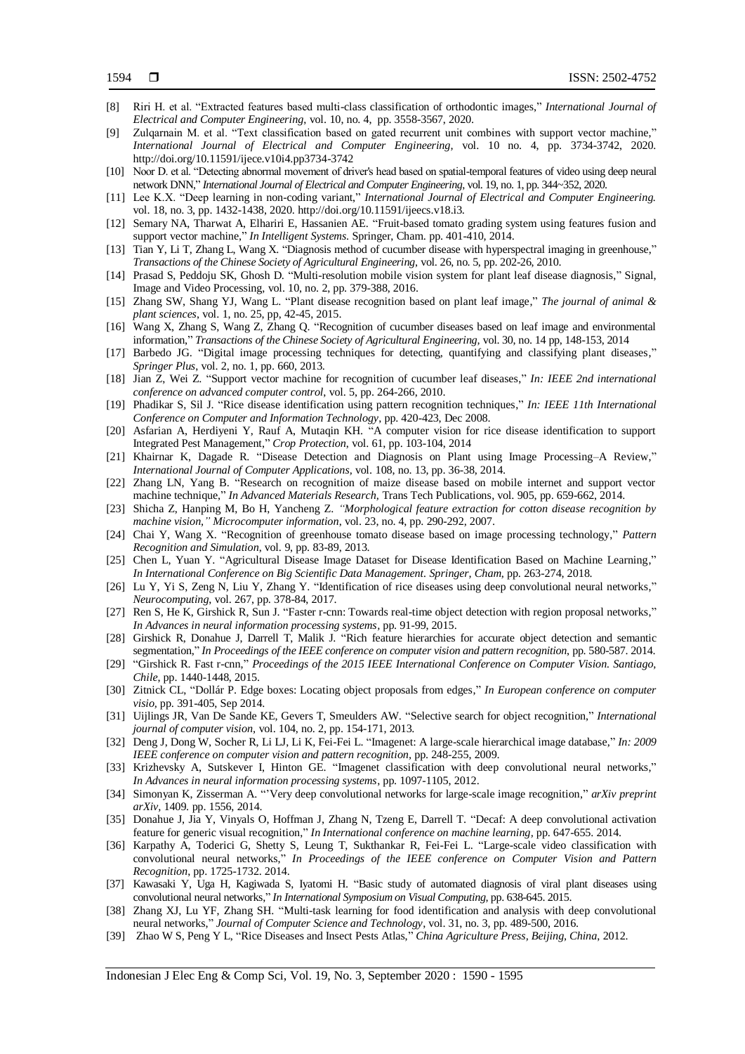[8] Riri H. et al. "Extracted features based multi-class classification of orthodontic images," *International Journal of Electrical and Computer Engineering*, vol. 10, no. 4, pp. 3558-3567, 2020.

[9] Zulqarnain M. et al. "Text classification based on gated recurrent unit combines with support vector machine," *International Journal of Electrical and Computer Engineering*, vol. 10 no. 4, pp. 3734-3742, 2020. http://doi.org/10.11591/ijece.v10i4.pp3734-3742

[10] Noor D. et al. "Detecting abnormal movement of driver's head based on spatial-temporal features of video using deep neural network DNN," *International Journal of Electrical and Computer Engineering*, vol. 19, no. 1, pp. 344~352, 2020.

[11] Lee K.X. "Deep learning in non-coding variant," *International Journal of Electrical and Computer Engineering.* vol. 18, no. 3, pp. 1432-1438, 2020. http://doi.org/10.11591/ijeecs.v18.i3.

[12] Semary NA, Tharwat A, Elhariri E, Hassanien AE. "Fruit-based tomato grading system using features fusion and support vector machine," *In Intelligent Systems.* Springer, Cham. pp. 401-410, 2014.

[13] Tian Y, Li T, Zhang L, Wang X. "Diagnosis method of cucumber disease with hyperspectral imaging in greenhouse," *Transactions of the Chinese Society of Agricultural Engineering*, vol. 26, no. 5, pp. 202-26, 2010.

[14] Prasad S, Peddoju SK, Ghosh D. "Multi-resolution mobile vision system for plant leaf disease diagnosis," Signal, Image and Video Processing, vol. 10, no. 2, pp. 379-388, 2016.

[15] Zhang SW, Shang YJ, Wang L. "Plant disease recognition based on plant leaf image," *The journal of animal & plant sciences*, vol. 1, no. 25, pp, 42-45, 2015.

[16] Wang X, Zhang S, Wang Z, Zhang Q. "Recognition of cucumber diseases based on leaf image and environmental information," *Transactions of the Chinese Society of Agricultural Engineering*, vol. 30, no. 14 pp, 148-153, 2014

[17] Barbedo JG. "Digital image processing techniques for detecting, quantifying and classifying plant diseases," *Springer Plus*, vol. 2, no. 1, pp. 660, 2013.

[18] Jian Z, Wei Z. "Support vector machine for recognition of cucumber leaf diseases," *In: IEEE 2nd international conference on advanced computer control*, vol. 5, pp. 264-266, 2010.

[19] Phadikar S, Sil J. "Rice disease identification using pattern recognition techniques," *In: IEEE 11th International Conference on Computer and Information Technology*, pp. 420-423, Dec 2008.

[20] Asfarian A, Herdiyeni Y, Rauf A, Mutaqin KH. "A computer vision for rice disease identification to support Integrated Pest Management," *Crop Protection*, vol. 61, pp. 103-104, 2014

[21] Khairnar K, Dagade R. "Disease Detection and Diagnosis on Plant using Image Processing–A Review," *International Journal of Computer Applications,* vol. 108, no. 13, pp. 36-38, 2014.

[22] Zhang LN, Yang B. "Research on recognition of maize disease based on mobile internet and support vector machine technique," *In Advanced Materials Research,* Trans Tech Publications, vol. 905, pp. 659-662, 2014.

[23] Shicha Z, Hanping M, Bo H, Yancheng Z. *"Morphological feature extraction for cotton disease recognition by machine vision," Microcomputer information*, vol. 23, no. 4, pp. 290-292, 2007.

[24] Chai Y, Wang X. "Recognition of greenhouse tomato disease based on image processing technology," *Pattern Recognition and Simulation,* vol. 9, pp. 83-89, 2013.

[25] Chen L, Yuan Y. "Agricultural Disease Image Dataset for Disease Identification Based on Machine Learning," *In International Conference on Big Scientific Data Management. Springer, Cham,* pp. 263-274, 2018.

[26] Lu Y, Yi S, Zeng N, Liu Y, Zhang Y. "Identification of rice diseases using deep convolutional neural networks," *Neurocomputing*, vol. 267, pp. 378-84, 2017.

[27] Ren S, He K, Girshick R, Sun J. "Faster r-cnn: Towards real-time object detection with region proposal networks," *In Advances in neural information processing systems*, pp. 91-99, 2015.

[28] Girshick R, Donahue J, Darrell T, Malik J. "Rich feature hierarchies for accurate object detection and semantic segmentation," *In Proceedings of the IEEE conference on computer vision and pattern recognition*, pp. 580-587. 2014.

[29] "Girshick R. Fast r-cnn," *Proceedings of the 2015 IEEE International Conference on Computer Vision. Santiago, Chile,* pp. 1440-1448, 2015.

[30] Zitnick CL, "Dollár P. Edge boxes: Locating object proposals from edges," *In European conference on computer visio*, pp. 391-405, Sep 2014.

[31] Uijlings JR, Van De Sande KE, Gevers T, Smeulders AW. "Selective search for object recognition," *International journal of computer vision*, vol. 104, no. 2, pp. 154-171, 2013.

[32] Deng J, Dong W, Socher R, Li LJ, Li K, Fei-Fei L. "Imagenet: A large-scale hierarchical image database," *In: 2009 IEEE conference on computer vision and pattern recognition*, pp. 248-255, 2009.

[33] Krizhevsky A, Sutskever I, Hinton GE. "Imagenet classification with deep convolutional neural networks," *In Advances in neural information processing systems*, pp. 1097-1105, 2012.

[34] Simonyan K, Zisserman A. "'Very deep convolutional networks for large-scale image recognition," *arXiv preprint arXiv*, 1409. pp. 1556, 2014.

[35] Donahue J, Jia Y, Vinyals O, Hoffman J, Zhang N, Tzeng E, Darrell T. "Decaf: A deep convolutional activation feature for generic visual recognition," *In International conference on machine learning*, pp. 647-655. 2014.

[36] Karpathy A, Toderici G, Shetty S, Leung T, Sukthankar R, Fei-Fei L. "Large-scale video classification with convolutional neural networks," *In Proceedings of the IEEE conference on Computer Vision and Pattern Recognition*, pp. 1725-1732. 2014.

[37] Kawasaki Y, Uga H, Kagiwada S, Iyatomi H. "Basic study of automated diagnosis of viral plant diseases using convolutional neural networks," *In International Symposium on Visual Computing,* pp. 638-645. 2015.

[38] Zhang XJ, Lu YF, Zhang SH. "Multi-task learning for food identification and analysis with deep convolutional neural networks," *Journal of Computer Science and Technology*, vol. 31, no. 3, pp. 489-500, 2016.

[39] Zhao W S, Peng Y L, "Rice Diseases and Insect Pests Atlas," *China Agriculture Press, Beijing, China*, 2012.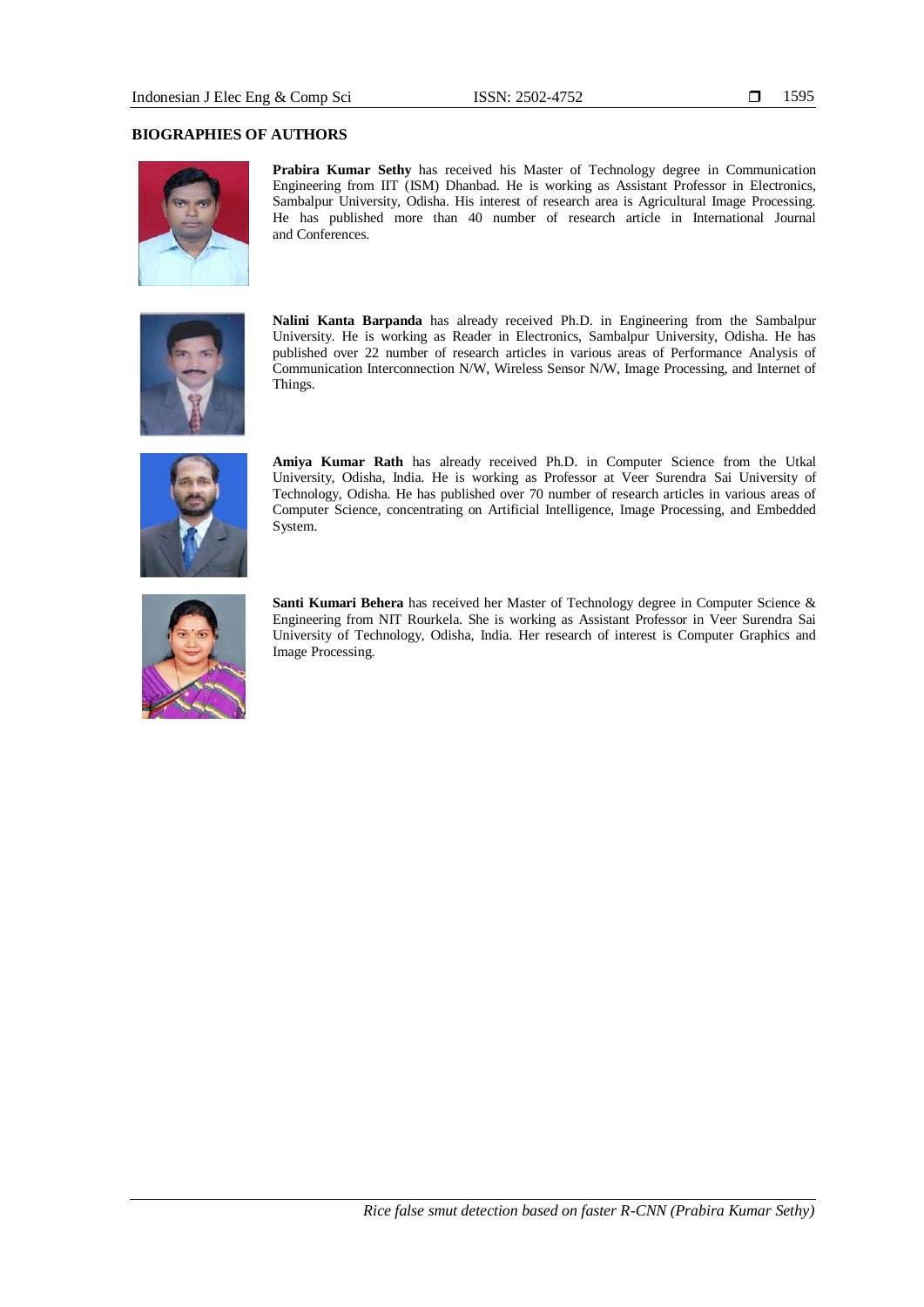## BIOGRAPHIES OF AUTHORS

**Prabira Kumar Sethy** has received his Master of Technology degree in Communication Engineering from IIT (ISM) Dhanbad. He is working as Assistant Professor in Electronics, Sambalpur University, Odisha. His interest of research area is Agricultural Image Processing. He has published more than 40 number of research article in International Journal and Conferences.

**Nalini Kanta Barpanda** has already received Ph.D. in Engineering from the Sambalpur University. He is working as Reader in Electronics, Sambalpur University, Odisha. He has published over 22 number of research articles in various areas of Performance Analysis of Communication Interconnection N/W, Wireless Sensor N/W, Image Processing, and Internet of Things.

**Amiya Kumar Rath** has already received Ph.D. in Computer Science from the Utkal University, Odisha, India. He is working as Professor at Veer Surendra Sai University of Technology, Odisha. He has published over 70 number of research articles in various areas of Computer Science, concentrating on Artificial Intelligence, Image Processing, and Embedded System.

**Santi Kumari Behera** has received her Master of Technology degree in Computer Science & Engineering from NIT Rourkela. She is working as Assistant Professor in Veer Surendra Sai University of Technology, Odisha, India. Her research of interest is Computer Graphics and Image Processing.